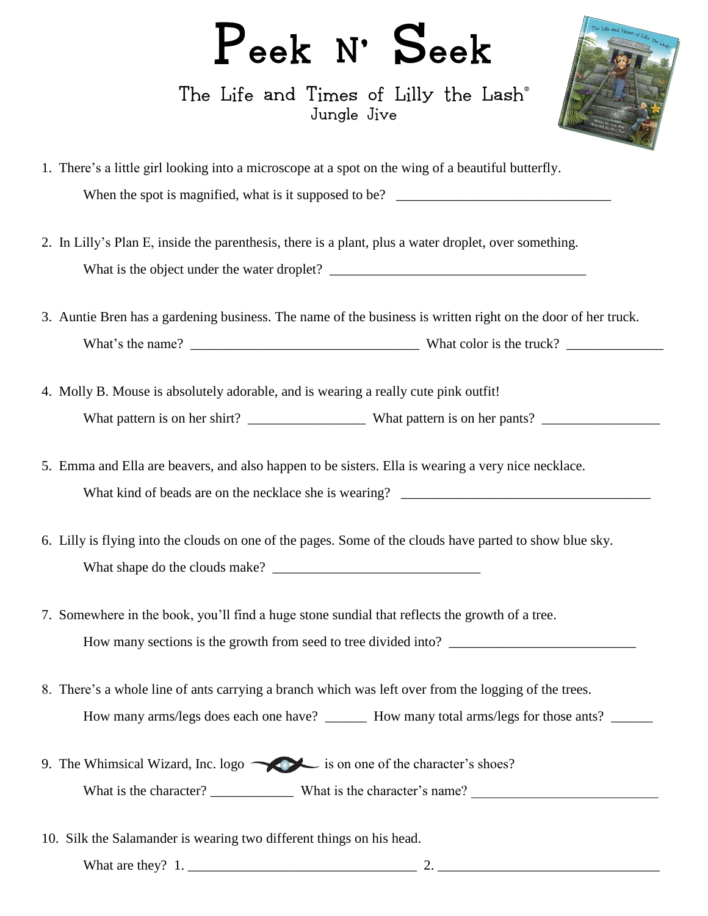# Peek N' Seek

## The Life and Times of Lilly the Lash®
### Jungle Jive

1. There's a little girl looking into a microscope at a spot on the wing of a beautiful butterfly.

   When the spot is magnified, what is it supposed to be? _______________________________

2. In Lilly's Plan E, inside the parenthesis, there is a plant, plus a water droplet, over something.

   What is the object under the water droplet? _____________________________________

3. Auntie Bren has a gardening business. The name of the business is written right on the door of her truck.

   What's the name? _________________________________ What color is the truck? ______________

4. Molly B. Mouse is absolutely adorable, and is wearing a really cute pink outfit!

   What pattern is on her shirt? _________________ What pattern is on her pants? _________________

5. Emma and Ella are beavers, and also happen to be sisters. Ella is wearing a very nice necklace.

   What kind of beads are on the necklace she is wearing? _____________________________________

6. Lilly is flying into the clouds on one of the pages. Some of the clouds have parted to show blue sky.

   What shape do the clouds make? ______________________________

7. Somewhere in the book, you'll find a huge stone sundial that reflects the growth of a tree.

   How many sections is the growth from seed to tree divided into? ___________________________

8. There's a whole line of ants carrying a branch which was left over from the logging of the trees.

   How many arms/legs does each one have? ______ How many total arms/legs for those ants? ______

9. The Whimsical Wizard, Inc. logo is on one of the character's shoes?

   What is the character? ____________ What is the character's name? ___________________________

10. Silk the Salamander is wearing two different things on his head.

    What are they? 1. _________________________________ 2. ________________________________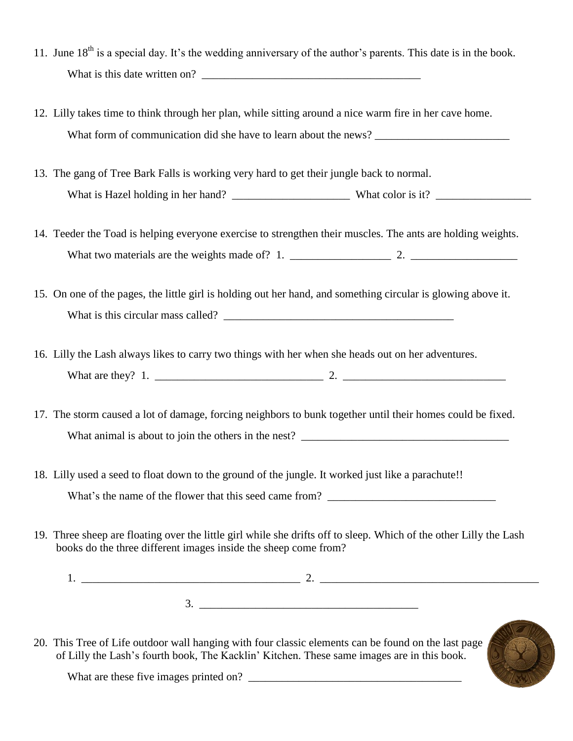11. June 18th is a special day. It's the wedding anniversary of the author's parents. This date is in the book.

    What is this date written on? ________________________________________

12. Lilly takes time to think through her plan, while sitting around a nice warm fire in her cave home.

    What form of communication did she have to learn about the news? ________________________

13. The gang of Tree Bark Falls is working very hard to get their jungle back to normal.

    What is Hazel holding in her hand? ____________________ What color is it? ________________

14. Teeder the Toad is helping everyone exercise to strengthen their muscles. The ants are holding weights.

    What two materials are the weights made of? 1. __________________ 2. __________________

15. On one of the pages, the little girl is holding out her hand, and something circular is glowing above it.

    What is this circular mass called? __________________________________________

16. Lilly the Lash always likes to carry two things with her when she heads out on her adventures.

    What are they? 1. ______________________________ 2. ______________________________

17. The storm caused a lot of damage, forcing neighbors to bunk together until their homes could be fixed.

    What animal is about to join the others in the nest? ______________________________________

18. Lilly used a seed to float down to the ground of the jungle. It worked just like a parachute!!

    What's the name of the flower that this seed came from? ______________________________

19. Three sheep are floating over the little girl while she drifts off to sleep. Which of the other Lilly the Lash books do the three different images inside the sheep come from?

    1. ________________________________________ 2. ________________________________________

    3. ________________________________________

20. This Tree of Life outdoor wall hanging with four classic elements can be found on the last page of Lilly the Lash's fourth book, The Kacklin' Kitchen. These same images are in this book.

    What are these five images printed on? ______________________________________